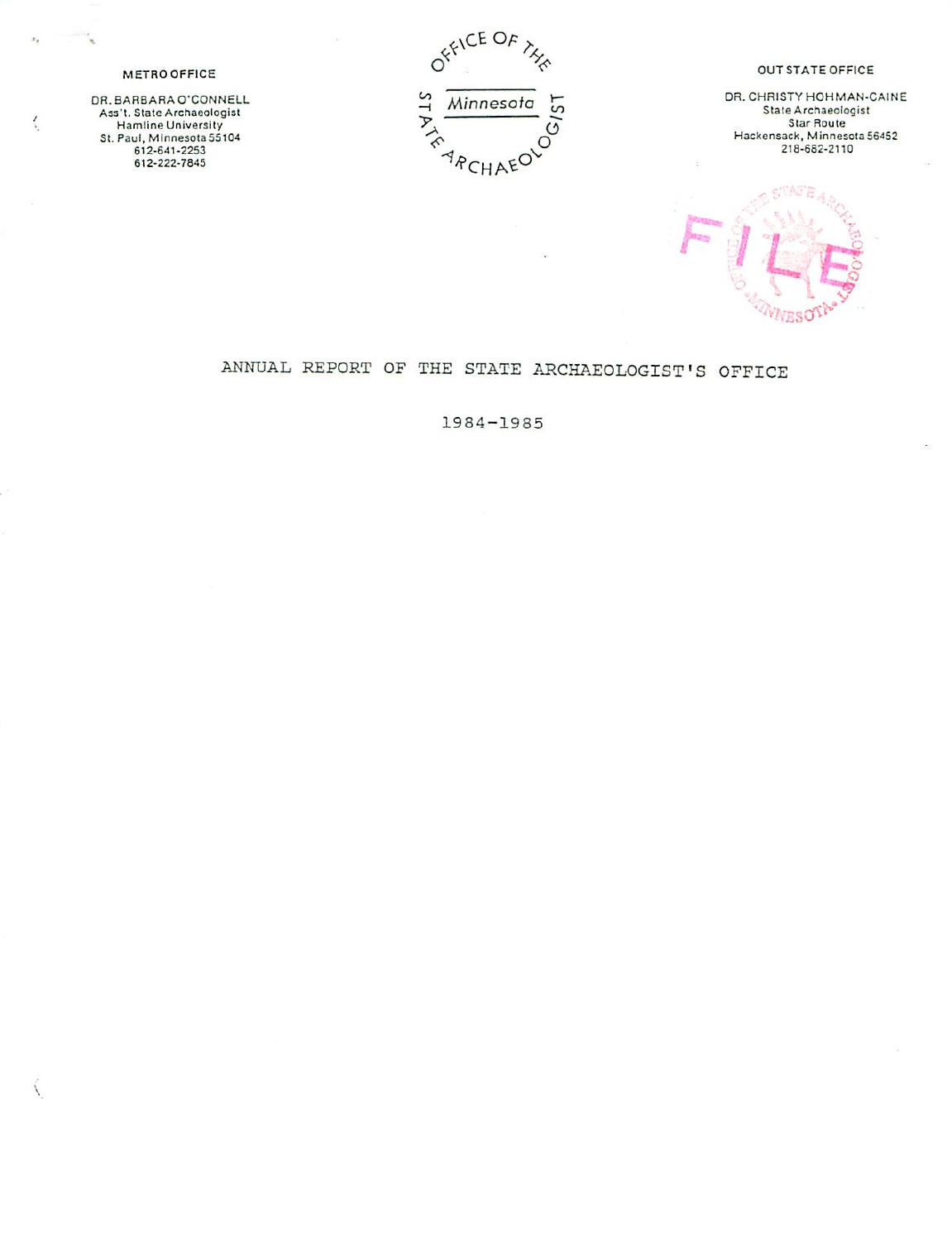**METRO OFFICE**

DR. BARBARA O'CONNELL
Ass't. State Archaeologist
Hamline University
St. Paul, Minnesota 55104
612-641-2253
612-222-7845

OFFICE OF THE Minnesota STATE ARCHAEOLOGIST

**OUT STATE OFFICE**

DR. CHRISTY HOHMAN-CAINE
State Archaeologist
Star Route
Hackensack, Minnesota 56452
218-682-2110

FILE

# ANNUAL REPORT OF THE STATE ARCHAEOLOGIST'S OFFICE

## 1984-1985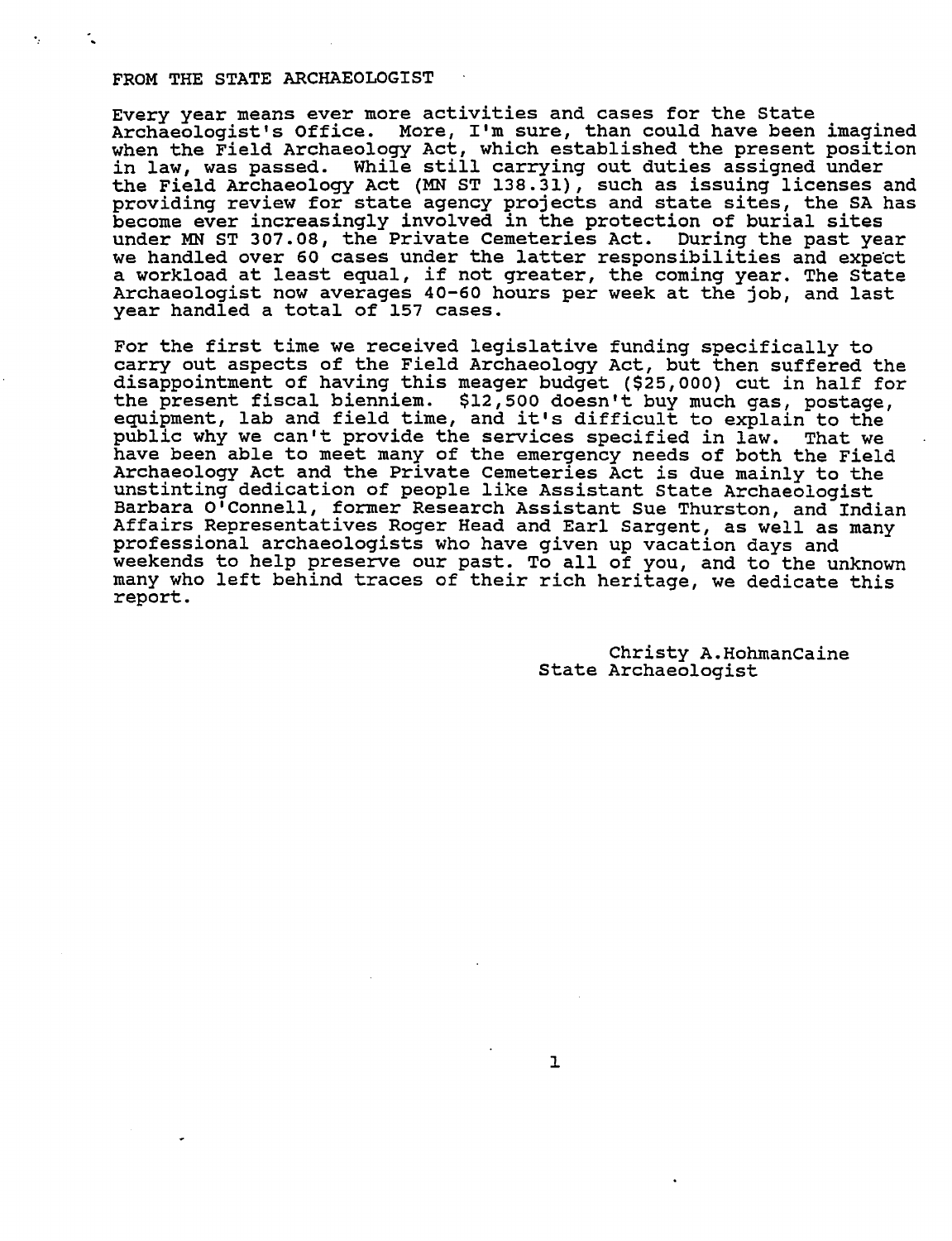## FROM THE STATE ARCHAEOLOGIST

Every year means ever more activities and cases for the State Archaeologist's Office. More, I'm sure, than could have been imagined when the Field Archaeology Act, which established the present position in law, was passed. While still carrying out duties assigned under the Field Archaeology Act (MN ST 138.31), such as issuing licenses and providing review for state agency projects and state sites, the SA has become ever increasingly involved in the protection of burial sites under MN ST 307.08, the Private Cemeteries Act. During the past year we handled over 60 cases under the latter responsibilities and expect a workload at least equal, if not greater, the coming year. The State Archaeologist now averages 40-60 hours per week at the job, and last year handled a total of 157 cases.

For the first time we received legislative funding specifically to carry out aspects of the Field Archaeology Act, but then suffered the disappointment of having this meager budget ($25,000) cut in half for the present fiscal bienniem. $12,500 doesn't buy much gas, postage, equipment, lab and field time, and it's difficult to explain to the public why we can't provide the services specified in law. That we have been able to meet many of the emergency needs of both the Field Archaeology Act and the Private Cemeteries Act is due mainly to the unstinting dedication of people like Assistant State Archaeologist Barbara O'Connell, former Research Assistant Sue Thurston, and Indian Affairs Representatives Roger Head and Earl Sargent, as well as many professional archaeologists who have given up vacation days and weekends to help preserve our past. To all of you, and to the unknown many who left behind traces of their rich heritage, we dedicate this report.

Christy A.HohmanCaine
State Archaeologist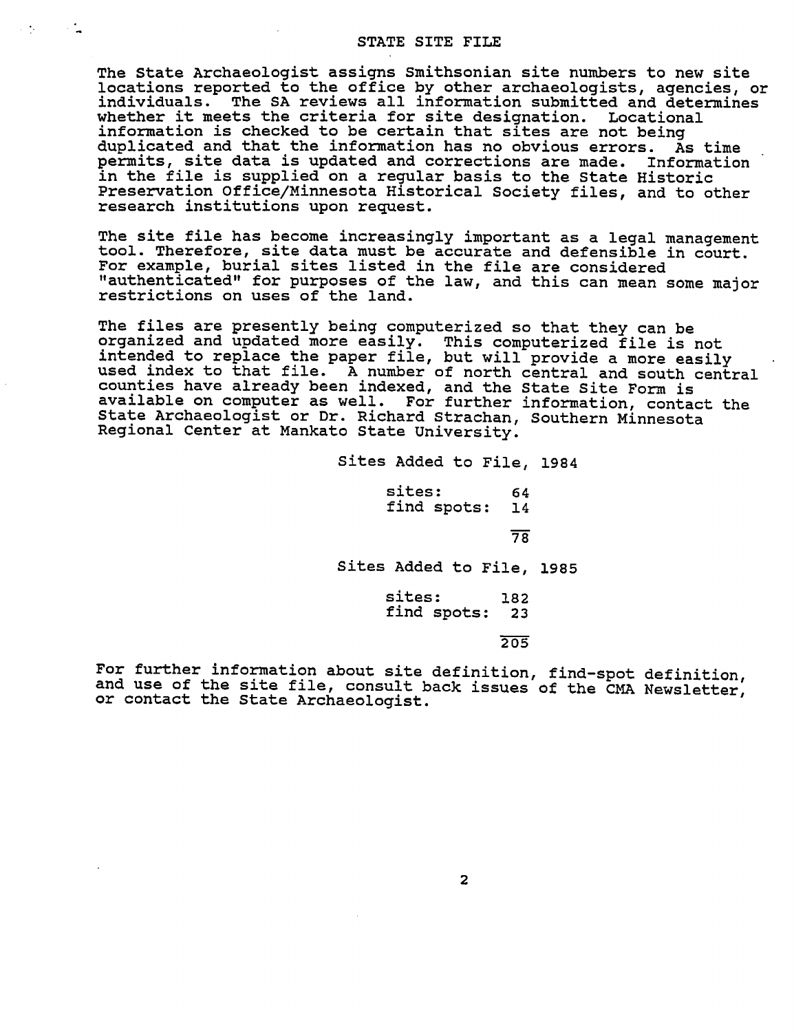## STATE SITE FILE

The State Archaeologist assigns Smithsonian site numbers to new site locations reported to the office by other archaeologists, agencies, or individuals. The SA reviews all information submitted and determines whether it meets the criteria for site designation. Locational information is checked to be certain that sites are not being duplicated and that the information has no obvious errors. As time permits, site data is updated and corrections are made. Information in the file is supplied on a regular basis to the State Historic Preservation Office/Minnesota Historical Society files, and to other research institutions upon request.

The site file has become increasingly important as a legal management tool. Therefore, site data must be accurate and defensible in court. For example, burial sites listed in the file are considered "authenticated" for purposes of the law, and this can mean some major restrictions on uses of the land.

The files are presently being computerized so that they can be organized and updated more easily. This computerized file is not intended to replace the paper file, but will provide a more easily used index to that file. A number of north central and south central counties have already been indexed, and the State Site Form is available on computer as well. For further information, contact the State Archaeologist or Dr. Richard Strachan, Southern Minnesota Regional Center at Mankato State University.

Sites Added to File, 1984

| | |
|---|---|
| sites: | 64 |
| find spots: | 14 |
| | 78 |

Sites Added to File, 1985

| | |
|---|---|
| sites: | 182 |
| find spots: | 23 |
| | 205 |

For further information about site definition, find-spot definition, and use of the site file, consult back issues of the CMA Newsletter, or contact the State Archaeologist.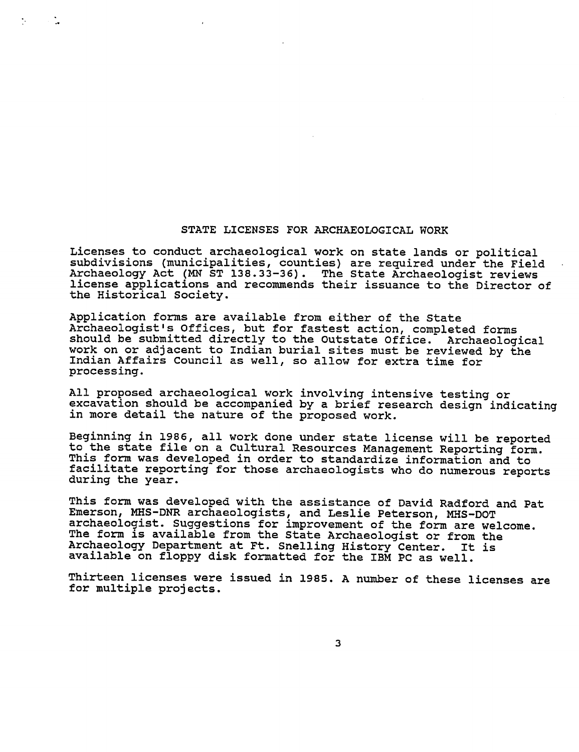## STATE LICENSES FOR ARCHAEOLOGICAL WORK

Licenses to conduct archaeological work on state lands or political subdivisions (municipalities, counties) are required under the Field Archaeology Act (MN ST 138.33-36). The State Archaeologist reviews license applications and recommends their issuance to the Director of the Historical Society.

Application forms are available from either of the State Archaeologist's Offices, but for fastest action, completed forms should be submitted directly to the Outstate Office. Archaeological work on or adjacent to Indian burial sites must be reviewed by the Indian Affairs Council as well, so allow for extra time for processing.

All proposed archaeological work involving intensive testing or excavation should be accompanied by a brief research design indicating in more detail the nature of the proposed work.

Beginning in 1986, all work done under state license will be reported to the state file on a Cultural Resources Management Reporting form. This form was developed in order to standardize information and to facilitate reporting for those archaeologists who do numerous reports during the year.

This form was developed with the assistance of David Radford and Pat Emerson, MHS-DNR archaeologists, and Leslie Peterson, MHS-DOT archaeologist. Suggestions for improvement of the form are welcome. The form is available from the State Archaeologist or from the Archaeology Department at Ft. Snelling History Center. It is available on floppy disk formatted for the IBM PC as well.

Thirteen licenses were issued in 1985. A number of these licenses are for multiple projects.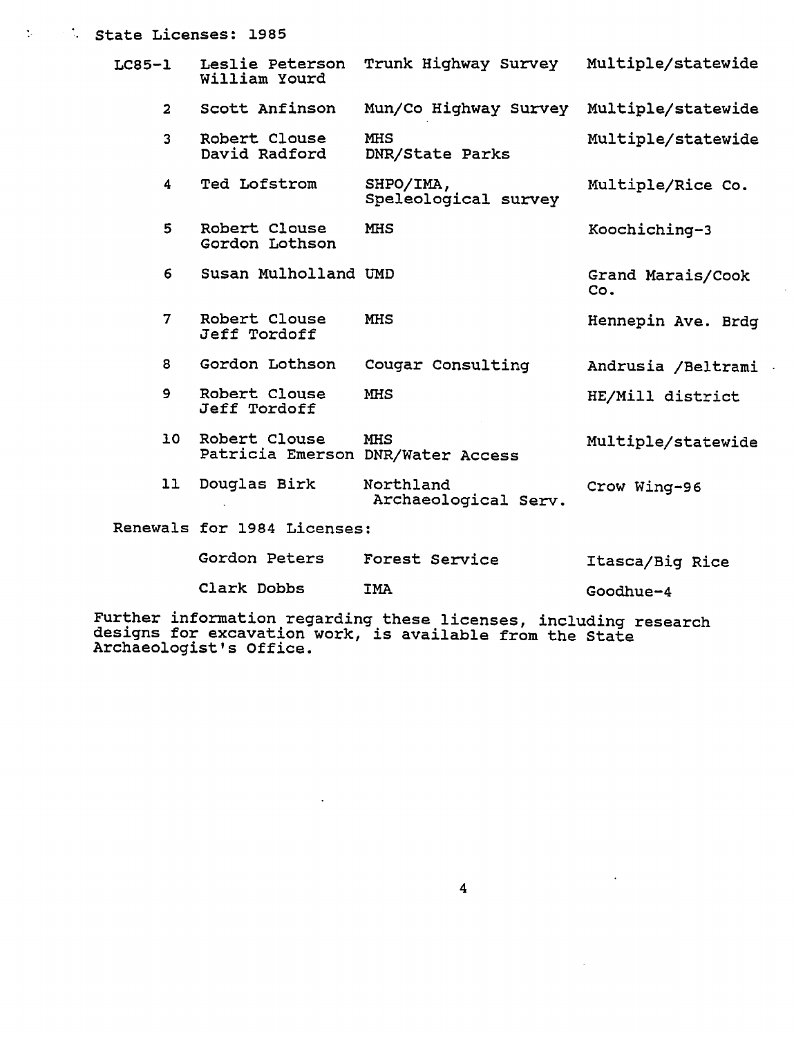State Licenses: 1985

| | | | |
|---|---|---|---|
| LC85-1 | Leslie Peterson<br>William Yourd | Trunk Highway Survey | Multiple/statewide |
| 2 | Scott Anfinson | Mun/Co Highway Survey | Multiple/statewide |
| 3 | Robert Clouse<br>David Radford | MHS<br>DNR/State Parks | Multiple/statewide |
| 4 | Ted Lofstrom | SHPO/IMA,<br>Speleological survey | Multiple/Rice Co. |
| 5 | Robert Clouse<br>Gordon Lothson | MHS | Koochiching-3 |
| 6 | Susan Mulholland | UMD | Grand Marais/Cook Co. |
| 7 | Robert Clouse<br>Jeff Tordoff | MHS | Hennepin Ave. Brdg |
| 8 | Gordon Lothson | Cougar Consulting | Andrusia /Beltrami |
| 9 | Robert Clouse<br>Jeff Tordoff | MHS | HE/Mill district |
| 10 | Robert Clouse<br>Patricia Emerson | MHS<br>DNR/Water Access | Multiple/statewide |
| 11 | Douglas Birk | Northland<br>Archaeological Serv. | Crow Wing-96 |

Renewals for 1984 Licenses:

| | | |
|---|---|---|
| Gordon Peters | Forest Service | Itasca/Big Rice |
| Clark Dobbs | IMA | Goodhue-4 |

Further information regarding these licenses, including research designs for excavation work, is available from the State Archaeologist's Office.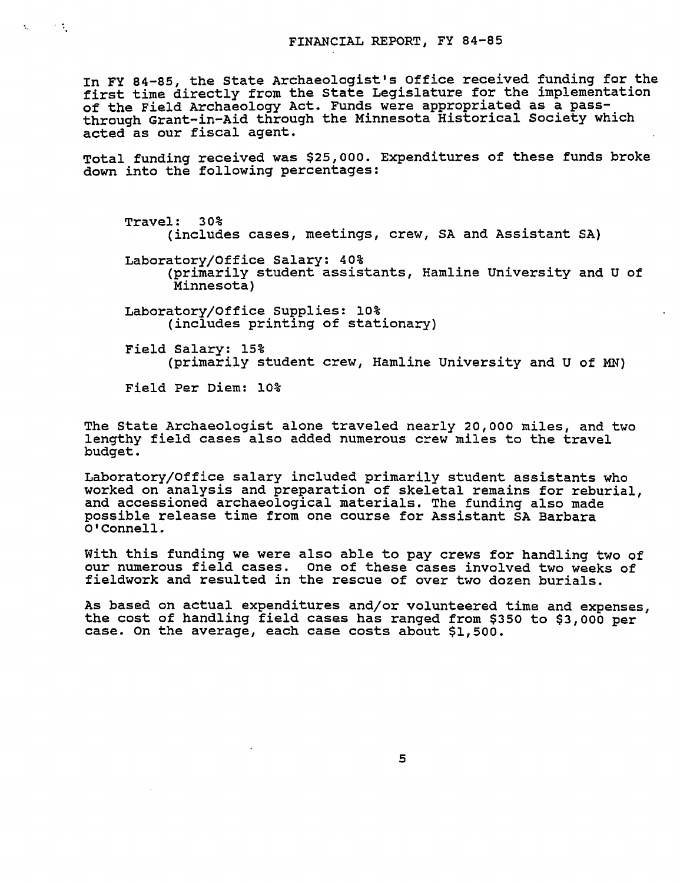# FINANCIAL REPORT, FY 84-85

In FY 84-85, the State Archaeologist's Office received funding for the first time directly from the State Legislature for the implementation of the Field Archaeology Act. Funds were appropriated as a pass-through Grant-in-Aid through the Minnesota Historical Society which acted as our fiscal agent.

Total funding received was $25,000. Expenditures of these funds broke down into the following percentages:

Travel: 30%
(includes cases, meetings, crew, SA and Assistant SA)

Laboratory/Office Salary: 40%
(primarily student assistants, Hamline University and U of Minnesota)

Laboratory/Office Supplies: 10%
(includes printing of stationary)

Field Salary: 15%
(primarily student crew, Hamline University and U of MN)

Field Per Diem: 10%

The State Archaeologist alone traveled nearly 20,000 miles, and two lengthy field cases also added numerous crew miles to the travel budget.

Laboratory/Office salary included primarily student assistants who worked on analysis and preparation of skeletal remains for reburial, and accessioned archaeological materials. The funding also made possible release time from one course for Assistant SA Barbara O'Connell.

With this funding we were also able to pay crews for handling two of our numerous field cases. One of these cases involved two weeks of fieldwork and resulted in the rescue of over two dozen burials.

As based on actual expenditures and/or volunteered time and expenses, the cost of handling field cases has ranged from $350 to $3,000 per case. On the average, each case costs about $1,500.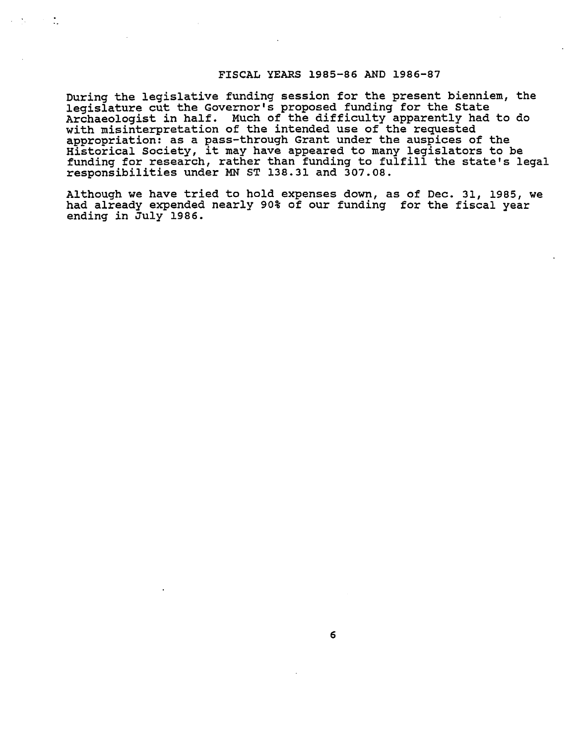## FISCAL YEARS 1985-86 AND 1986-87

During the legislative funding session for the present bienniem, the legislature cut the Governor's proposed funding for the State Archaeologist in half. Much of the difficulty apparently had to do with misinterpretation of the intended use of the requested appropriation: as a pass-through Grant under the auspices of the Historical Society, it may have appeared to many legislators to be funding for research, rather than funding to fulfill the state's legal responsibilities under MN ST 138.31 and 307.08.

Although we have tried to hold expenses down, as of Dec. 31, 1985, we had already expended nearly 90% of our funding for the fiscal year ending in July 1986.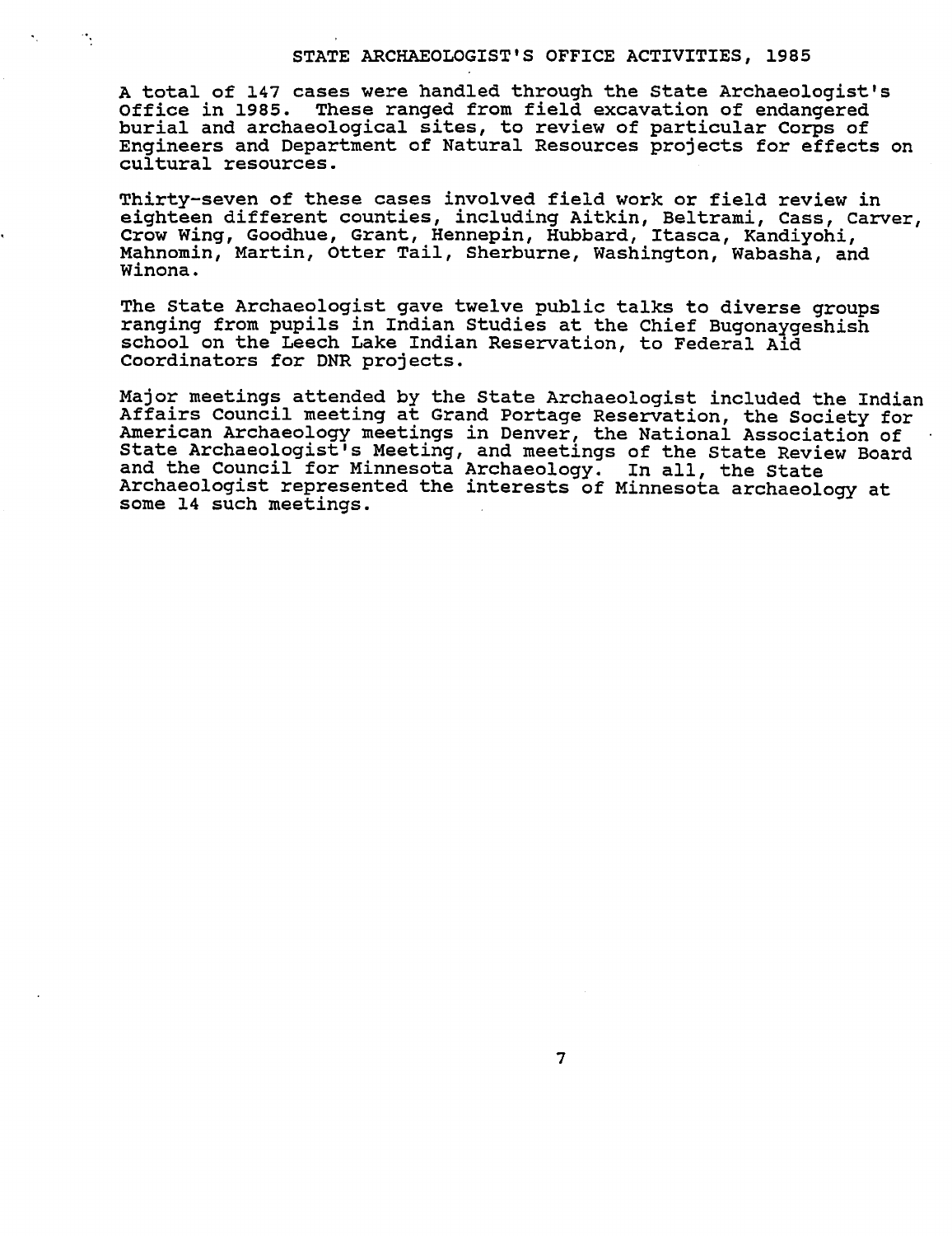## STATE ARCHAEOLOGIST'S OFFICE ACTIVITIES, 1985

A total of 147 cases were handled through the State Archaeologist's Office in 1985. These ranged from field excavation of endangered burial and archaeological sites, to review of particular Corps of Engineers and Department of Natural Resources projects for effects on cultural resources.

Thirty-seven of these cases involved field work or field review in eighteen different counties, including Aitkin, Beltrami, Cass, Carver, Crow Wing, Goodhue, Grant, Hennepin, Hubbard, Itasca, Kandiyohi, Mahnomin, Martin, Otter Tail, Sherburne, Washington, Wabasha, and Winona.

The State Archaeologist gave twelve public talks to diverse groups ranging from pupils in Indian Studies at the Chief Bugonaygeshish school on the Leech Lake Indian Reservation, to Federal Aid Coordinators for DNR projects.

Major meetings attended by the State Archaeologist included the Indian Affairs Council meeting at Grand Portage Reservation, the Society for American Archaeology meetings in Denver, the National Association of State Archaeologist's Meeting, and meetings of the State Review Board and the Council for Minnesota Archaeology. In all, the State Archaeologist represented the interests of Minnesota archaeology at some 14 such meetings.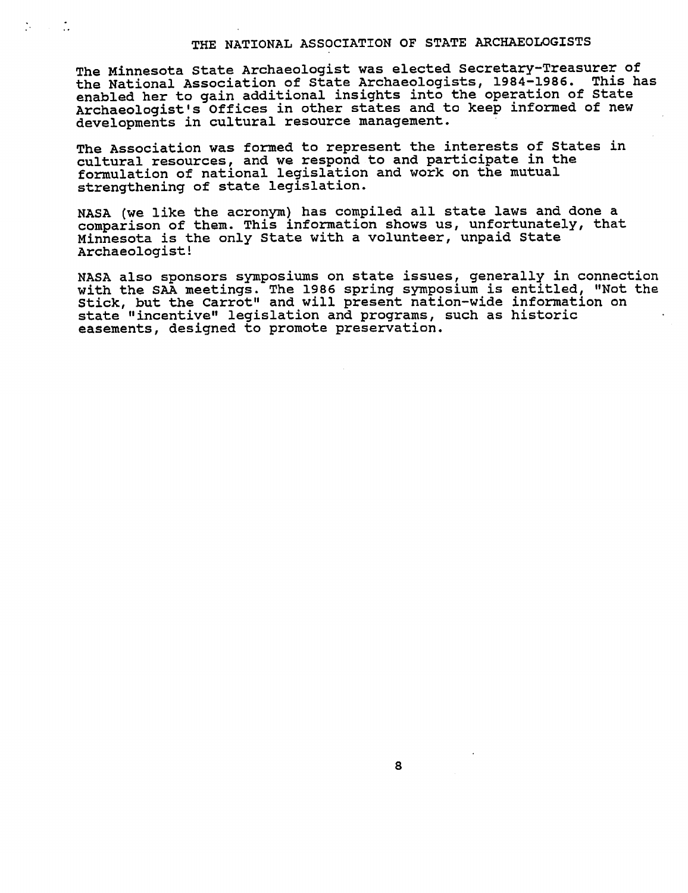# THE NATIONAL ASSOCIATION OF STATE ARCHAEOLOGISTS

The Minnesota State Archaeologist was elected Secretary-Treasurer of the National Association of State Archaeologists, 1984-1986. This has enabled her to gain additional insights into the operation of State Archaeologist's Offices in other states and to keep informed of new developments in cultural resource management.

The Association was formed to represent the interests of States in cultural resources, and we respond to and participate in the formulation of national legislation and work on the mutual strengthening of state legislation.

NASA (we like the acronym) has compiled all state laws and done a comparison of them. This information shows us, unfortunately, that Minnesota is the only State with a volunteer, unpaid State Archaeologist!

NASA also sponsors symposiums on state issues, generally in connection with the SAA meetings. The 1986 spring symposium is entitled, "Not the Stick, but the Carrot" and will present nation-wide information on state "incentive" legislation and programs, such as historic easements, designed to promote preservation.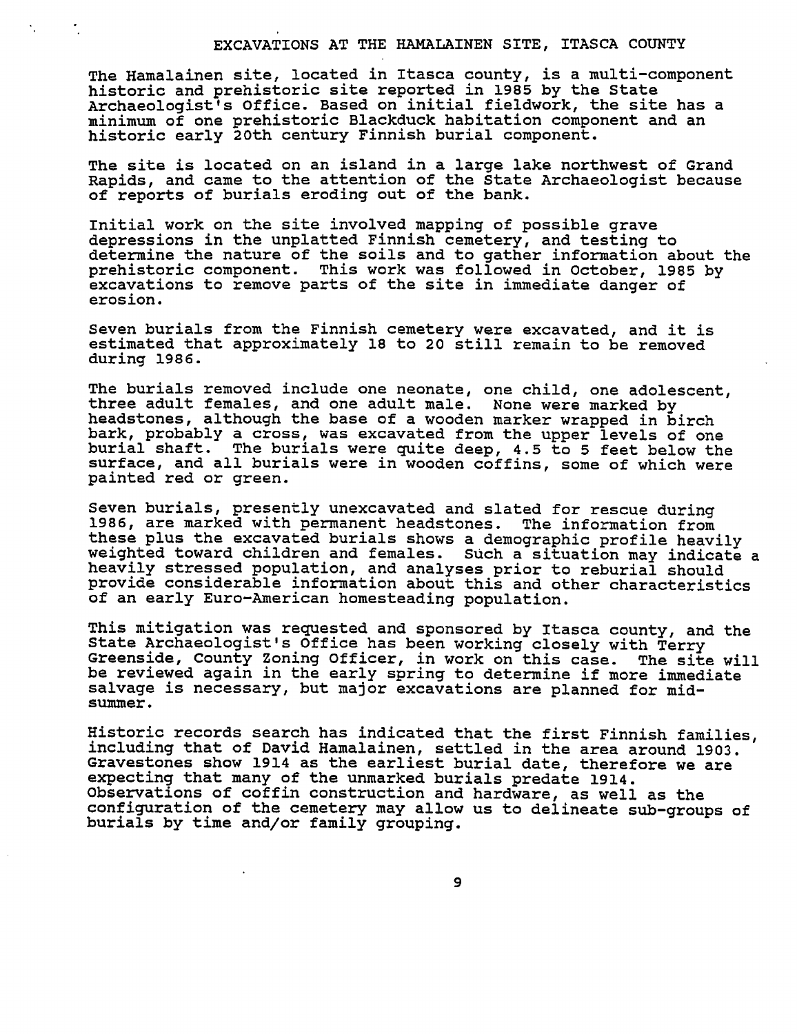# EXCAVATIONS AT THE HAMALAINEN SITE, ITASCA COUNTY

The Hamalainen site, located in Itasca county, is a multi-component historic and prehistoric site reported in 1985 by the State Archaeologist's Office. Based on initial fieldwork, the site has a minimum of one prehistoric Blackduck habitation component and an historic early 20th century Finnish burial component.

The site is located on an island in a large lake northwest of Grand Rapids, and came to the attention of the State Archaeologist because of reports of burials eroding out of the bank.

Initial work on the site involved mapping of possible grave depressions in the unplatted Finnish cemetery, and testing to determine the nature of the soils and to gather information about the prehistoric component. This work was followed in October, 1985 by excavations to remove parts of the site in immediate danger of erosion.

Seven burials from the Finnish cemetery were excavated, and it is estimated that approximately 18 to 20 still remain to be removed during 1986.

The burials removed include one neonate, one child, one adolescent, three adult females, and one adult male. None were marked by headstones, although the base of a wooden marker wrapped in birch bark, probably a cross, was excavated from the upper levels of one burial shaft. The burials were quite deep, 4.5 to 5 feet below the surface, and all burials were in wooden coffins, some of which were painted red or green.

Seven burials, presently unexcavated and slated for rescue during 1986, are marked with permanent headstones. The information from these plus the excavated burials shows a demographic profile heavily weighted toward children and females. Such a situation may indicate a heavily stressed population, and analyses prior to reburial should provide considerable information about this and other characteristics of an early Euro-American homesteading population.

This mitigation was requested and sponsored by Itasca county, and the State Archaeologist's Office has been working closely with Terry Greenside, County Zoning Officer, in work on this case. The site will be reviewed again in the early spring to determine if more immediate salvage is necessary, but major excavations are planned for mid-summer.

Historic records search has indicated that the first Finnish families, including that of David Hamalainen, settled in the area around 1903. Gravestones show 1914 as the earliest burial date, therefore we are expecting that many of the unmarked burials predate 1914. Observations of coffin construction and hardware, as well as the configuration of the cemetery may allow us to delineate sub-groups of burials by time and/or family grouping.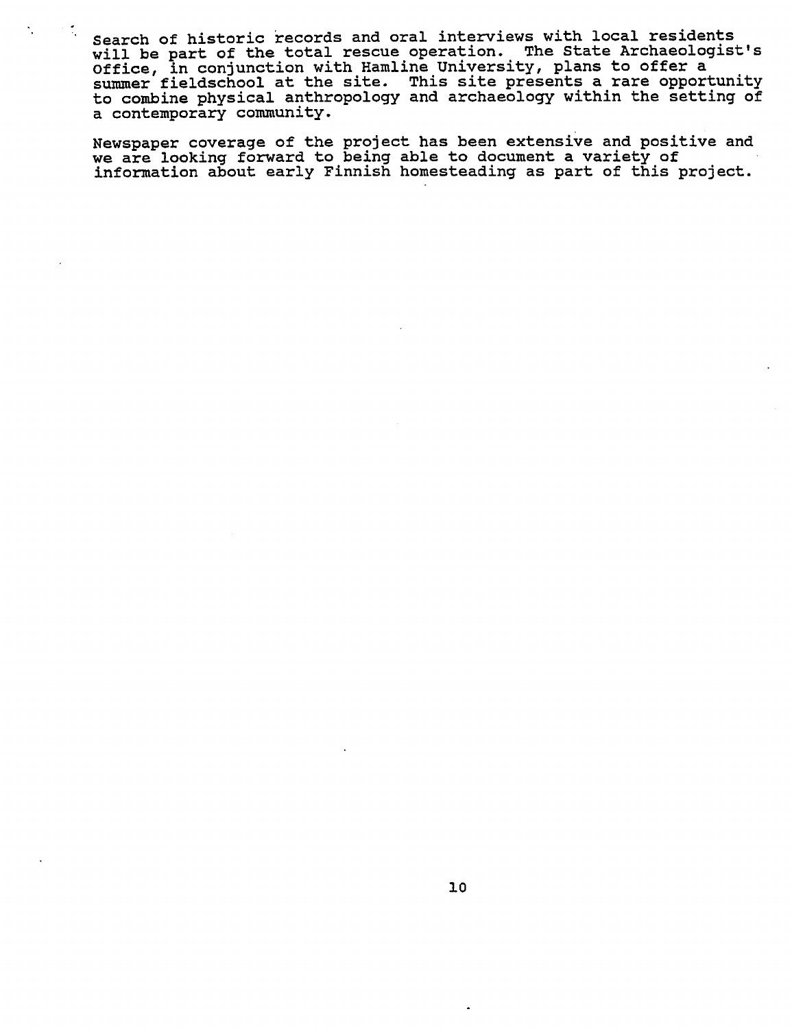search of historic records and oral interviews with local residents will be part of the total rescue operation. The State Archaeologist's Office, in conjunction with Hamline University, plans to offer a summer fieldschool at the site. This site presents a rare opportunity to combine physical anthropology and archaeology within the setting of a contemporary community.

Newspaper coverage of the project has been extensive and positive and we are looking forward to being able to document a variety of information about early Finnish homesteading as part of this project.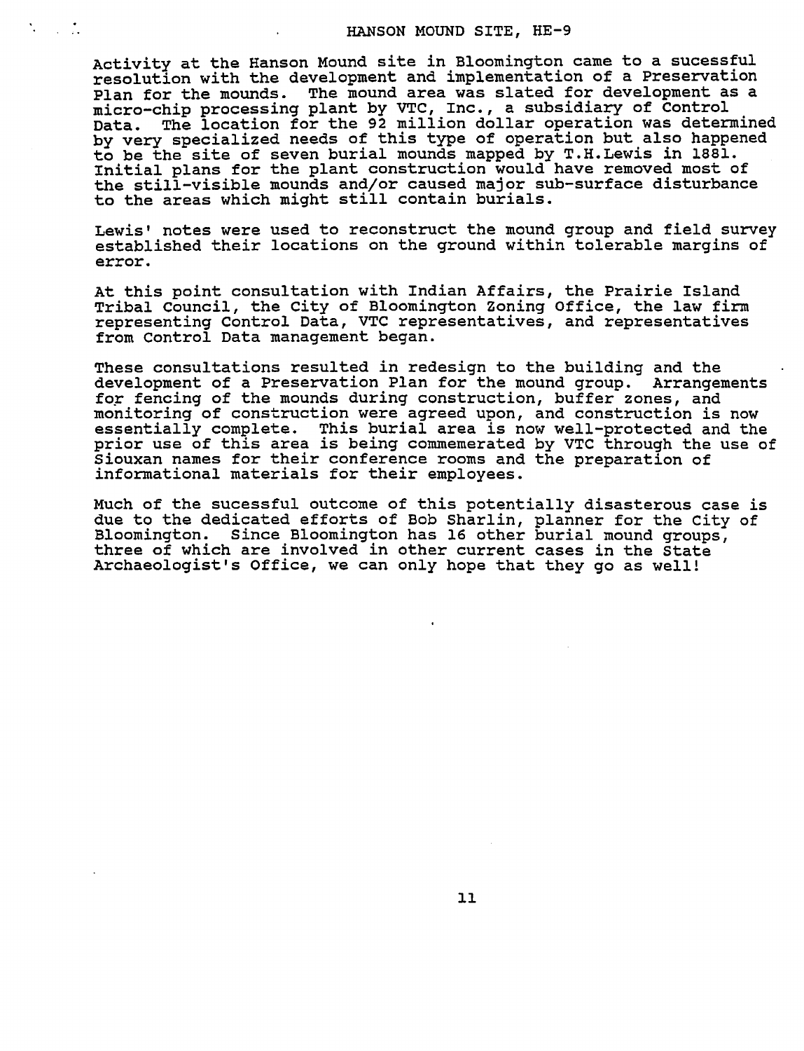# HANSON MOUND SITE, HE-9

Activity at the Hanson Mound site in Bloomington came to a sucessful resolution with the development and implementation of a Preservation Plan for the mounds. The mound area was slated for development as a micro-chip processing plant by VTC, Inc., a subsidiary of Control Data. The location for the 92 million dollar operation was determined by very specialized needs of this type of operation but also happened to be the site of seven burial mounds mapped by T.H.Lewis in 1881. Initial plans for the plant construction would have removed most of the still-visible mounds and/or caused major sub-surface disturbance to the areas which might still contain burials.

Lewis' notes were used to reconstruct the mound group and field survey established their locations on the ground within tolerable margins of error.

At this point consultation with Indian Affairs, the Prairie Island Tribal Council, the City of Bloomington Zoning Office, the law firm representing Control Data, VTC representatives, and representatives from Control Data management began.

These consultations resulted in redesign to the building and the development of a Preservation Plan for the mound group. Arrangements for fencing of the mounds during construction, buffer zones, and monitoring of construction were agreed upon, and construction is now essentially complete. This burial area is now well-protected and the prior use of this area is being commemerated by VTC through the use of Siouxan names for their conference rooms and the preparation of informational materials for their employees.

Much of the sucessful outcome of this potentially disasterous case is due to the dedicated efforts of Bob Sharlin, planner for the City of Bloomington. Since Bloomington has 16 other burial mound groups, three of which are involved in other current cases in the State Archaeologist's Office, we can only hope that they go as well!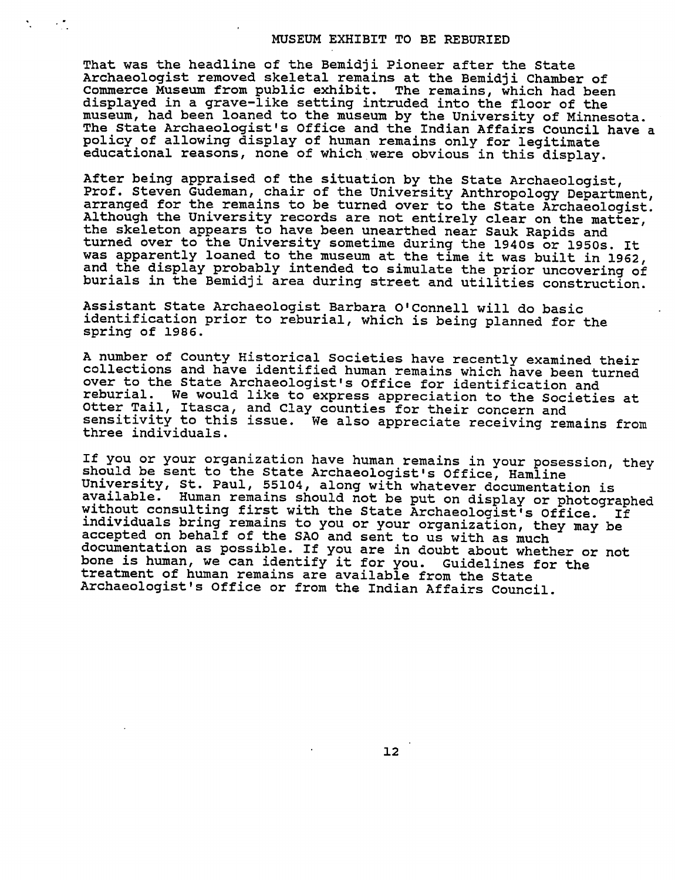## MUSEUM EXHIBIT TO BE REBURIED

That was the headline of the Bemidji Pioneer after the State Archaeologist removed skeletal remains at the Bemidji Chamber of Commerce Museum from public exhibit. The remains, which had been displayed in a grave-like setting intruded into the floor of the museum, had been loaned to the museum by the University of Minnesota. The State Archaeologist's Office and the Indian Affairs Council have a policy of allowing display of human remains only for legitimate educational reasons, none of which were obvious in this display.

After being appraised of the situation by the State Archaeologist, Prof. Steven Gudeman, chair of the University Anthropology Department, arranged for the remains to be turned over to the State Archaeologist. Although the University records are not entirely clear on the matter, the skeleton appears to have been unearthed near Sauk Rapids and turned over to the University sometime during the 1940s or 1950s. It was apparently loaned to the museum at the time it was built in 1962, and the display probably intended to simulate the prior uncovering of burials in the Bemidji area during street and utilities construction.

Assistant State Archaeologist Barbara O'Connell will do basic identification prior to reburial, which is being planned for the spring of 1986.

A number of County Historical Societies have recently examined their collections and have identified human remains which have been turned over to the State Archaeologist's Office for identification and reburial. We would like to express appreciation to the Societies at Otter Tail, Itasca, and Clay counties for their concern and sensitivity to this issue. We also appreciate receiving remains from three individuals.

If you or your organization have human remains in your posession, they should be sent to the State Archaeologist's Office, Hamline University, St. Paul, 55104, along with whatever documentation is available. Human remains should not be put on display or photographed without consulting first with the State Archaeologist's Office. If individuals bring remains to you or your organization, they may be accepted on behalf of the SAO and sent to us with as much documentation as possible. If you are in doubt about whether or not bone is human, we can identify it for you. Guidelines for the treatment of human remains are available from the State Archaeologist's Office or from the Indian Affairs Council.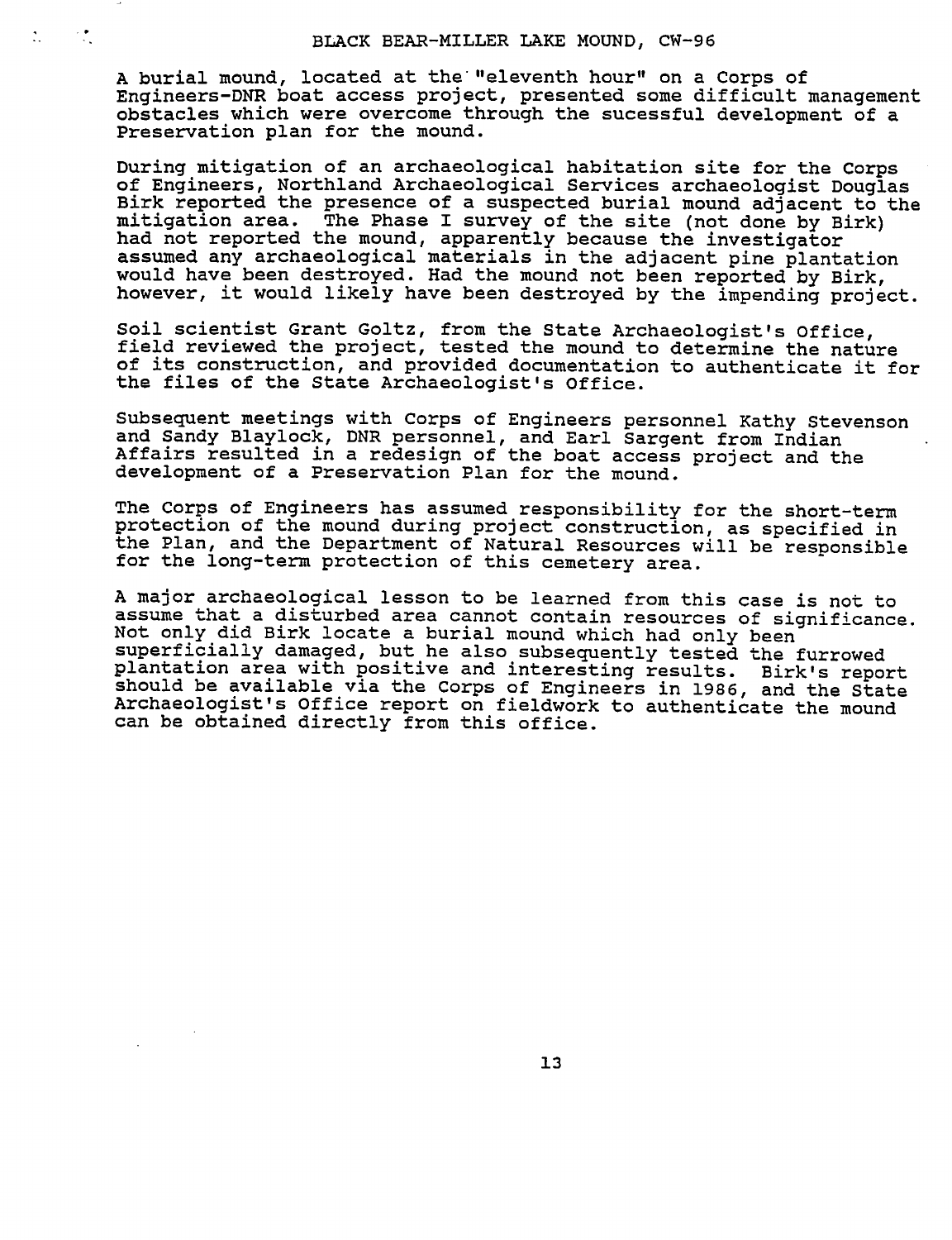## BLACK BEAR-MILLER LAKE MOUND, CW-96

A burial mound, located at the "eleventh hour" on a Corps of Engineers-DNR boat access project, presented some difficult management obstacles which were overcome through the sucessful development of a Preservation plan for the mound.

During mitigation of an archaeological habitation site for the Corps of Engineers, Northland Archaeological Services archaeologist Douglas Birk reported the presence of a suspected burial mound adjacent to the mitigation area. The Phase I survey of the site (not done by Birk) had not reported the mound, apparently because the investigator assumed any archaeological materials in the adjacent pine plantation would have been destroyed. Had the mound not been reported by Birk, however, it would likely have been destroyed by the impending project.

Soil scientist Grant Goltz, from the State Archaeologist's Office, field reviewed the project, tested the mound to determine the nature of its construction, and provided documentation to authenticate it for the files of the State Archaeologist's Office.

Subsequent meetings with Corps of Engineers personnel Kathy Stevenson and Sandy Blaylock, DNR personnel, and Earl Sargent from Indian Affairs resulted in a redesign of the boat access project and the development of a Preservation Plan for the mound.

The Corps of Engineers has assumed responsibility for the short-term protection of the mound during project construction, as specified in the Plan, and the Department of Natural Resources will be responsible for the long-term protection of this cemetery area.

A major archaeological lesson to be learned from this case is not to assume that a disturbed area cannot contain resources of significance. Not only did Birk locate a burial mound which had only been superficially damaged, but he also subsequently tested the furrowed plantation area with positive and interesting results. Birk's report should be available via the Corps of Engineers in 1986, and the State Archaeologist's Office report on fieldwork to authenticate the mound can be obtained directly from this office.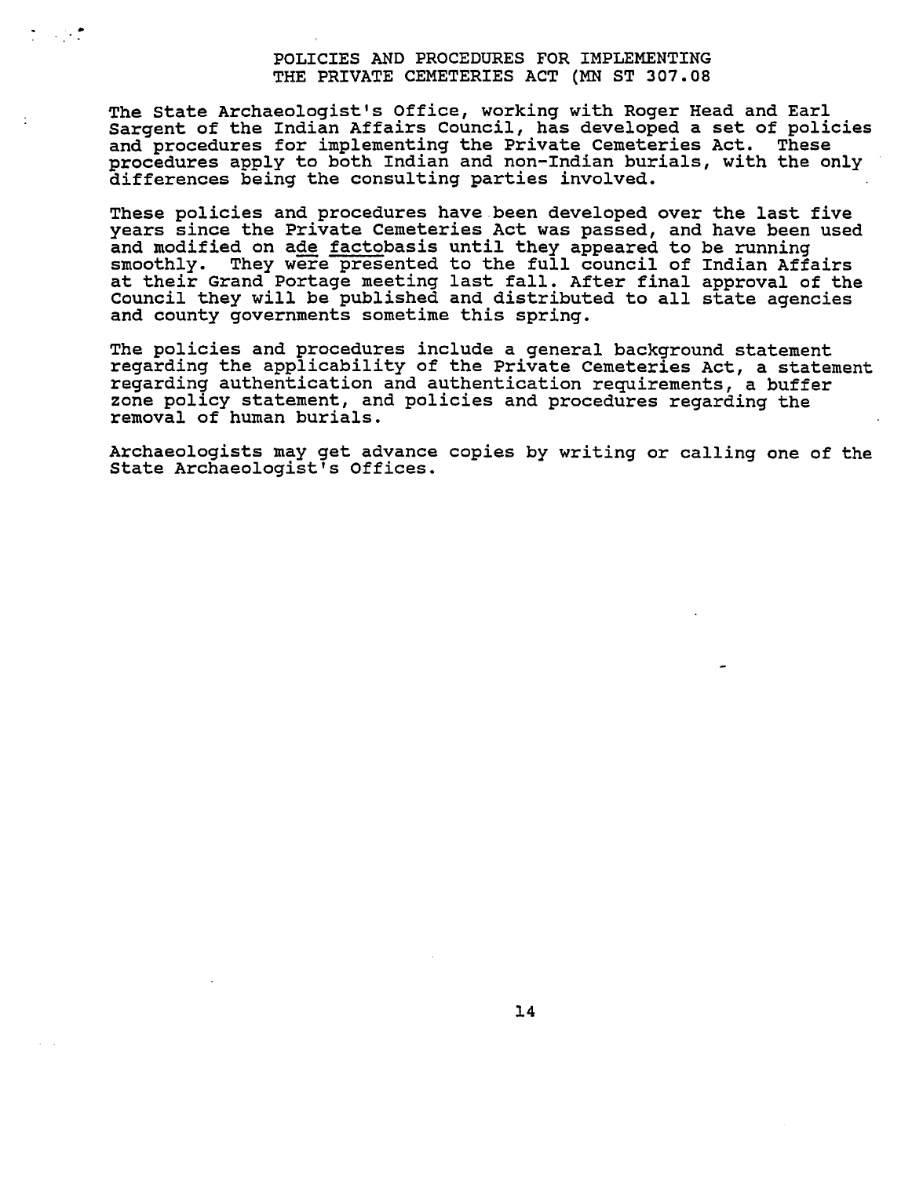# POLICIES AND PROCEDURES FOR IMPLEMENTING THE PRIVATE CEMETERIES ACT (MN ST 307.08

The State Archaeologist's Office, working with Roger Head and Earl Sargent of the Indian Affairs Council, has developed a set of policies and procedures for implementing the Private Cemeteries Act. These procedures apply to both Indian and non-Indian burials, with the only differences being the consulting parties involved.

These policies and procedures have been developed over the last five years since the Private Cemeteries Act was passed, and have been used and modified on a<u>de facto</u>basis until they appeared to be running smoothly. They <u>were presented</u> to the full council of Indian Affairs at their Grand Portage meeting last fall. After final approval of the Council they will be published and distributed to all state agencies and county governments sometime this spring.

The policies and procedures include a general background statement regarding the applicability of the Private Cemeteries Act, a statement regarding authentication and authentication requirements, a buffer zone policy statement, and policies and procedures regarding the removal of human burials.

Archaeologists may get advance copies by writing or calling one of the State Archaeologist's Offices.